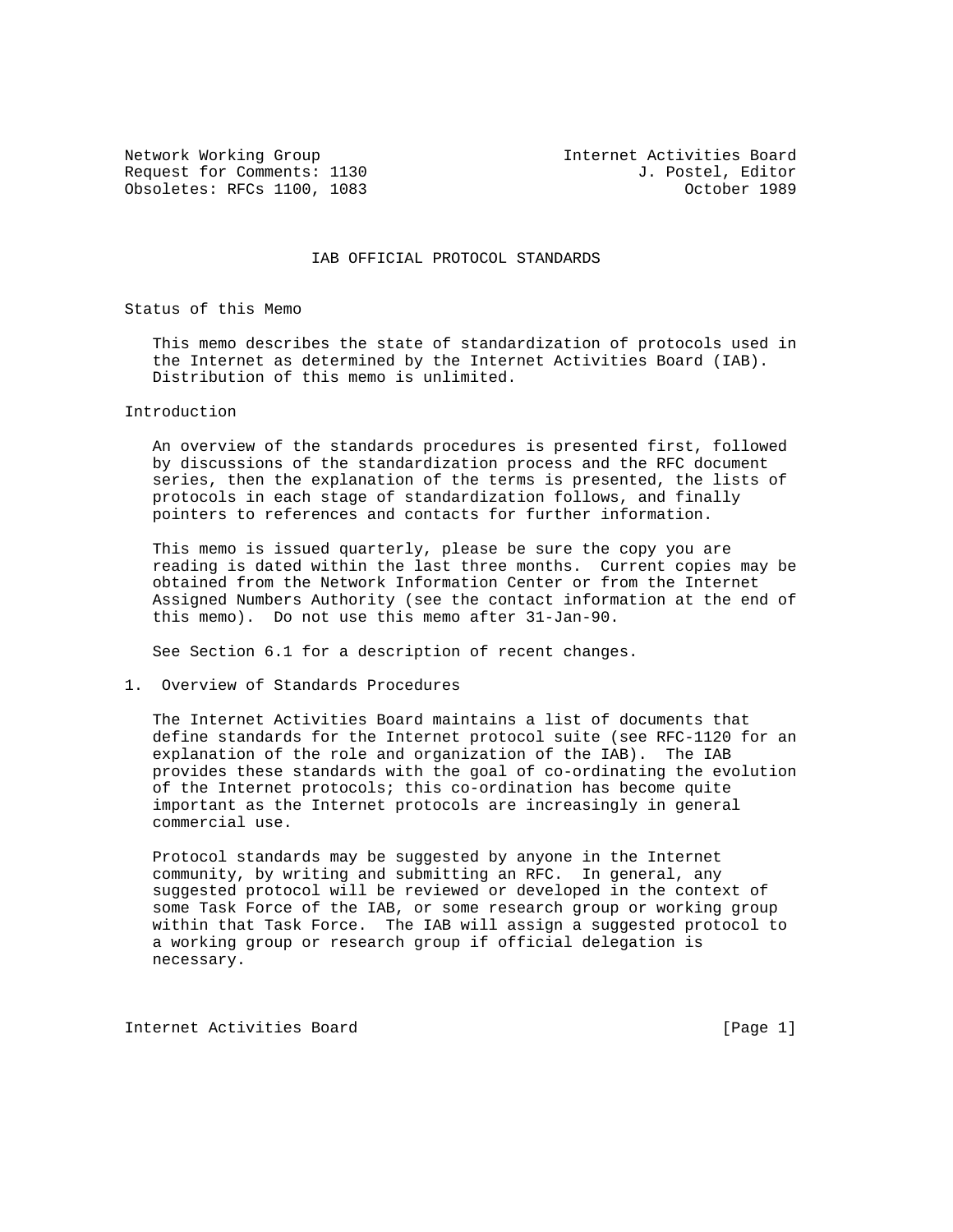Network Working Group — Internet Activities Board
Request for Comments: 1130 — J. Postel, Editor
Obsoletes: RFCs 1100, 1083 — October 1989

# IAB OFFICIAL PROTOCOL STANDARDS

## Status of this Memo

This memo describes the state of standardization of protocols used in the Internet as determined by the Internet Activities Board (IAB). Distribution of this memo is unlimited.

## Introduction

An overview of the standards procedures is presented first, followed by discussions of the standardization process and the RFC document series, then the explanation of the terms is presented, the lists of protocols in each stage of standardization follows, and finally pointers to references and contacts for further information.

This memo is issued quarterly, please be sure the copy you are reading is dated within the last three months. Current copies may be obtained from the Network Information Center or from the Internet Assigned Numbers Authority (see the contact information at the end of this memo). Do not use this memo after 31-Jan-90.

See Section 6.1 for a description of recent changes.

## 1. Overview of Standards Procedures

The Internet Activities Board maintains a list of documents that define standards for the Internet protocol suite (see RFC-1120 for an explanation of the role and organization of the IAB). The IAB provides these standards with the goal of co-ordinating the evolution of the Internet protocols; this co-ordination has become quite important as the Internet protocols are increasingly in general commercial use.

Protocol standards may be suggested by anyone in the Internet community, by writing and submitting an RFC. In general, any suggested protocol will be reviewed or developed in the context of some Task Force of the IAB, or some research group or working group within that Task Force. The IAB will assign a suggested protocol to a working group or research group if official delegation is necessary.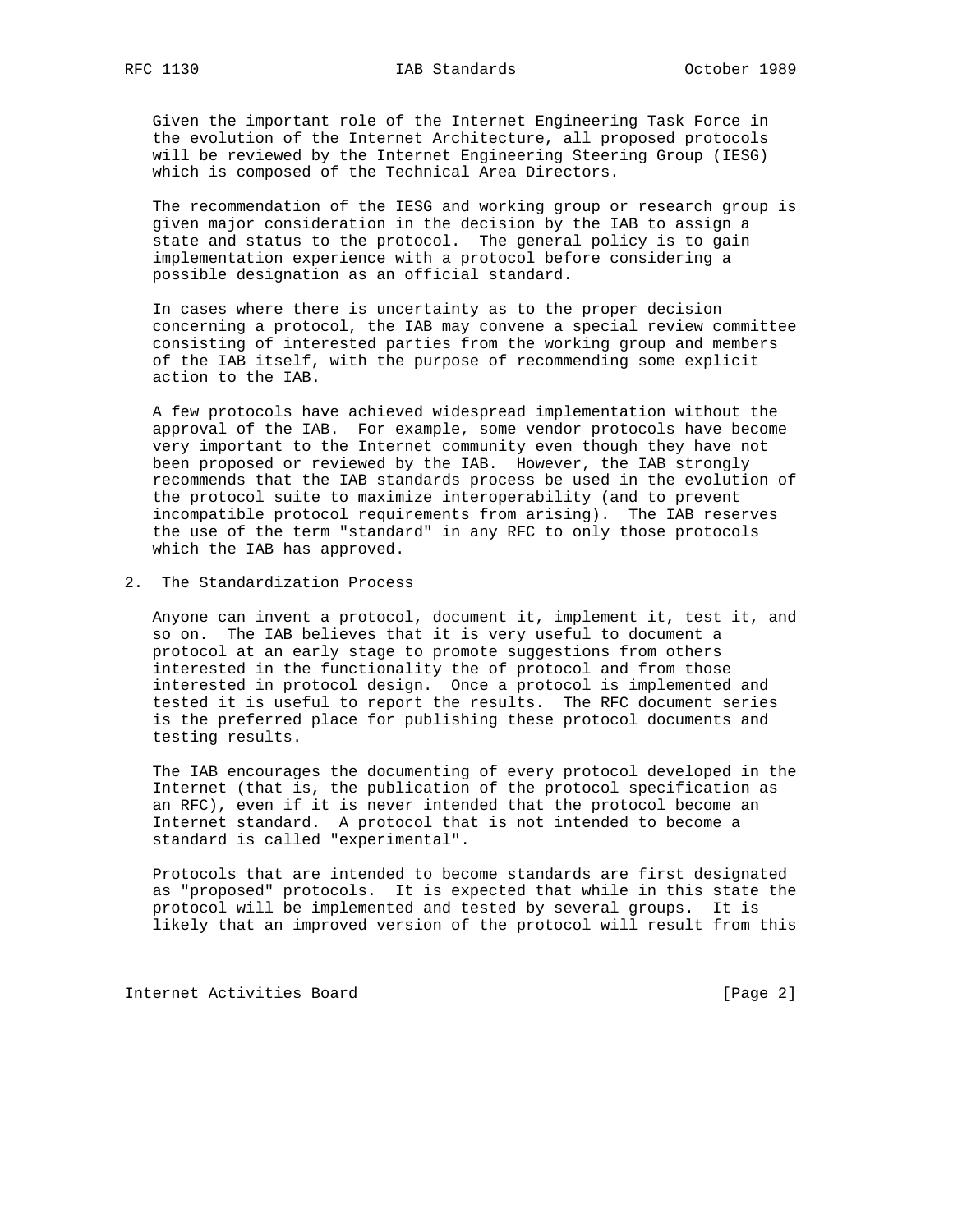Given the important role of the Internet Engineering Task Force in the evolution of the Internet Architecture, all proposed protocols will be reviewed by the Internet Engineering Steering Group (IESG) which is composed of the Technical Area Directors.

The recommendation of the IESG and working group or research group is given major consideration in the decision by the IAB to assign a state and status to the protocol. The general policy is to gain implementation experience with a protocol before considering a possible designation as an official standard.

In cases where there is uncertainty as to the proper decision concerning a protocol, the IAB may convene a special review committee consisting of interested parties from the working group and members of the IAB itself, with the purpose of recommending some explicit action to the IAB.

A few protocols have achieved widespread implementation without the approval of the IAB. For example, some vendor protocols have become very important to the Internet community even though they have not been proposed or reviewed by the IAB. However, the IAB strongly recommends that the IAB standards process be used in the evolution of the protocol suite to maximize interoperability (and to prevent incompatible protocol requirements from arising). The IAB reserves the use of the term "standard" in any RFC to only those protocols which the IAB has approved.

## 2. The Standardization Process

Anyone can invent a protocol, document it, implement it, test it, and so on. The IAB believes that it is very useful to document a protocol at an early stage to promote suggestions from others interested in the functionality the of protocol and from those interested in protocol design. Once a protocol is implemented and tested it is useful to report the results. The RFC document series is the preferred place for publishing these protocol documents and testing results.

The IAB encourages the documenting of every protocol developed in the Internet (that is, the publication of the protocol specification as an RFC), even if it is never intended that the protocol become an Internet standard. A protocol that is not intended to become a standard is called "experimental".

Protocols that are intended to become standards are first designated as "proposed" protocols. It is expected that while in this state the protocol will be implemented and tested by several groups. It is likely that an improved version of the protocol will result from this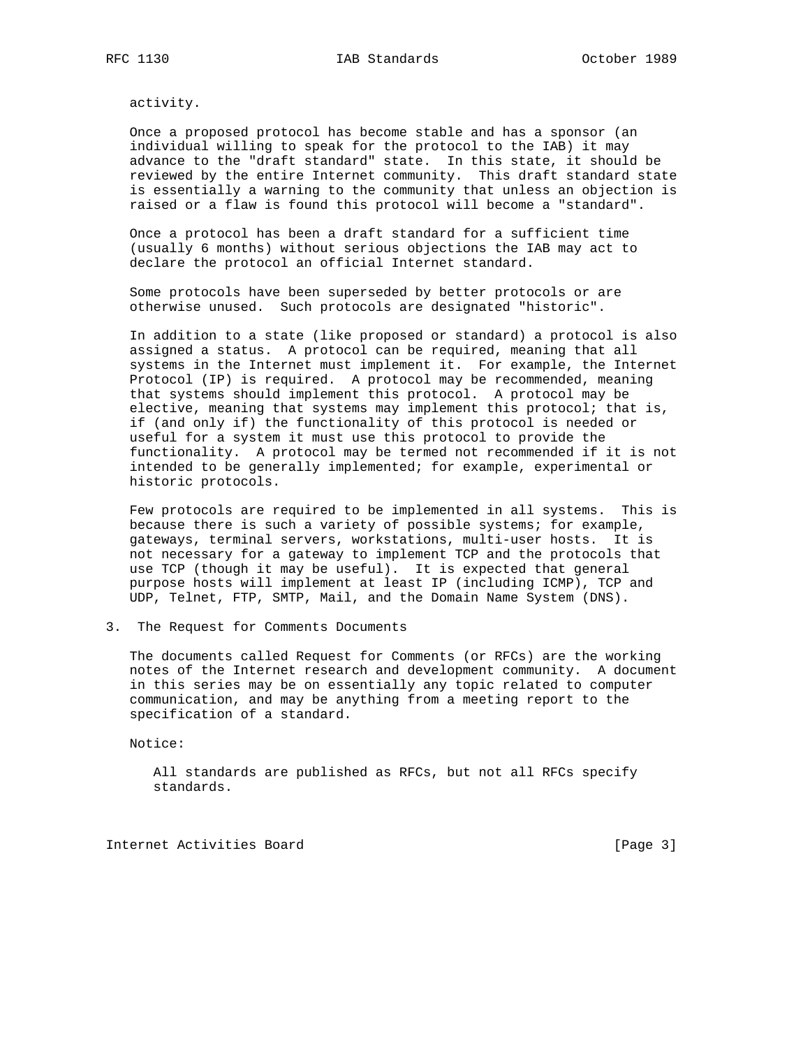activity.

Once a proposed protocol has become stable and has a sponsor (an individual willing to speak for the protocol to the IAB) it may advance to the "draft standard" state. In this state, it should be reviewed by the entire Internet community. This draft standard state is essentially a warning to the community that unless an objection is raised or a flaw is found this protocol will become a "standard".

Once a protocol has been a draft standard for a sufficient time (usually 6 months) without serious objections the IAB may act to declare the protocol an official Internet standard.

Some protocols have been superseded by better protocols or are otherwise unused. Such protocols are designated "historic".

In addition to a state (like proposed or standard) a protocol is also assigned a status. A protocol can be required, meaning that all systems in the Internet must implement it. For example, the Internet Protocol (IP) is required. A protocol may be recommended, meaning that systems should implement this protocol. A protocol may be elective, meaning that systems may implement this protocol; that is, if (and only if) the functionality of this protocol is needed or useful for a system it must use this protocol to provide the functionality. A protocol may be termed not recommended if it is not intended to be generally implemented; for example, experimental or historic protocols.

Few protocols are required to be implemented in all systems. This is because there is such a variety of possible systems; for example, gateways, terminal servers, workstations, multi-user hosts. It is not necessary for a gateway to implement TCP and the protocols that use TCP (though it may be useful). It is expected that general purpose hosts will implement at least IP (including ICMP), TCP and UDP, Telnet, FTP, SMTP, Mail, and the Domain Name System (DNS).

## 3. The Request for Comments Documents

The documents called Request for Comments (or RFCs) are the working notes of the Internet research and development community. A document in this series may be on essentially any topic related to computer communication, and may be anything from a meeting report to the specification of a standard.

Notice:

> All standards are published as RFCs, but not all RFCs specify standards.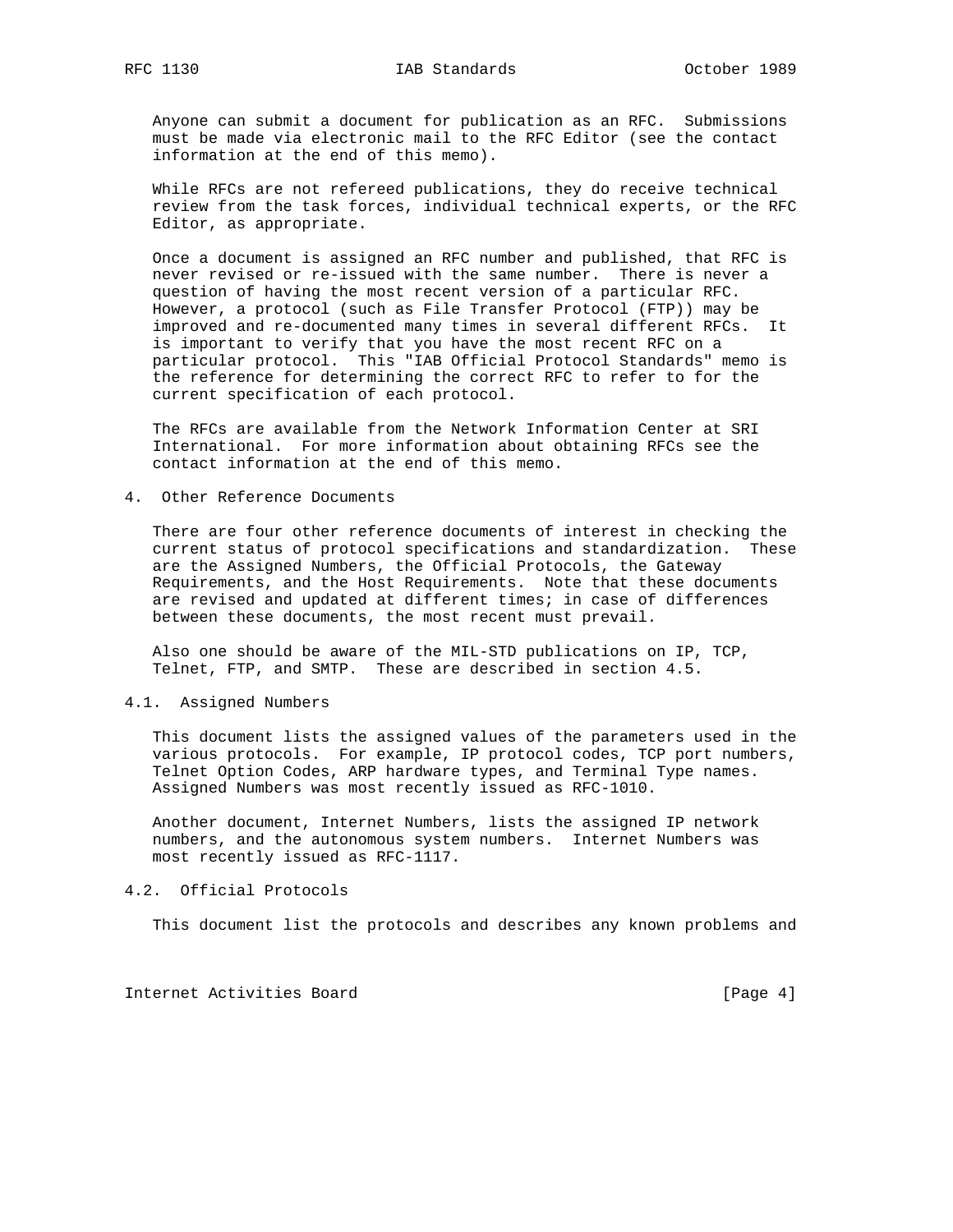Anyone can submit a document for publication as an RFC. Submissions must be made via electronic mail to the RFC Editor (see the contact information at the end of this memo).

While RFCs are not refereed publications, they do receive technical review from the task forces, individual technical experts, or the RFC Editor, as appropriate.

Once a document is assigned an RFC number and published, that RFC is never revised or re-issued with the same number. There is never a question of having the most recent version of a particular RFC. However, a protocol (such as File Transfer Protocol (FTP)) may be improved and re-documented many times in several different RFCs. It is important to verify that you have the most recent RFC on a particular protocol. This "IAB Official Protocol Standards" memo is the reference for determining the correct RFC to refer to for the current specification of each protocol.

The RFCs are available from the Network Information Center at SRI International. For more information about obtaining RFCs see the contact information at the end of this memo.

## 4. Other Reference Documents

There are four other reference documents of interest in checking the current status of protocol specifications and standardization. These are the Assigned Numbers, the Official Protocols, the Gateway Requirements, and the Host Requirements. Note that these documents are revised and updated at different times; in case of differences between these documents, the most recent must prevail.

Also one should be aware of the MIL-STD publications on IP, TCP, Telnet, FTP, and SMTP. These are described in section 4.5.

### 4.1. Assigned Numbers

This document lists the assigned values of the parameters used in the various protocols. For example, IP protocol codes, TCP port numbers, Telnet Option Codes, ARP hardware types, and Terminal Type names. Assigned Numbers was most recently issued as RFC-1010.

Another document, Internet Numbers, lists the assigned IP network numbers, and the autonomous system numbers. Internet Numbers was most recently issued as RFC-1117.

### 4.2. Official Protocols

This document list the protocols and describes any known problems and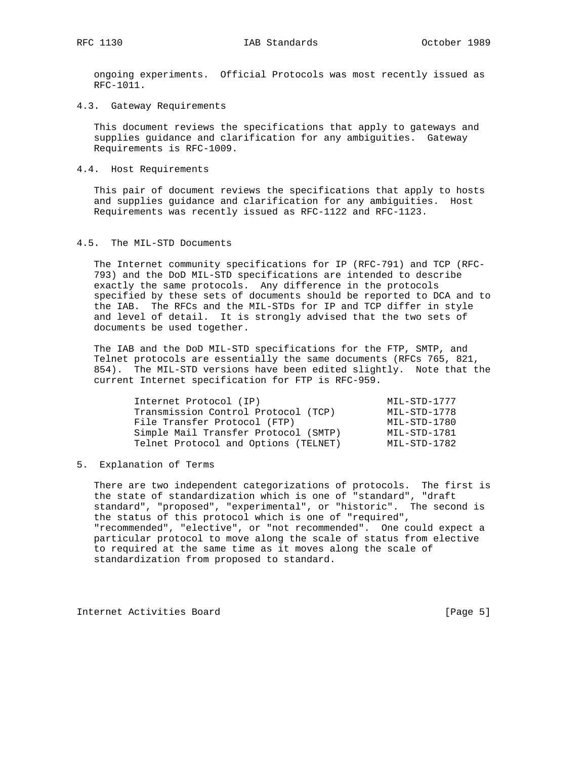ongoing experiments. Official Protocols was most recently issued as RFC-1011.

### 4.3. Gateway Requirements

This document reviews the specifications that apply to gateways and supplies guidance and clarification for any ambiguities. Gateway Requirements is RFC-1009.

### 4.4. Host Requirements

This pair of document reviews the specifications that apply to hosts and supplies guidance and clarification for any ambiguities. Host Requirements was recently issued as RFC-1122 and RFC-1123.

### 4.5. The MIL-STD Documents

The Internet community specifications for IP (RFC-791) and TCP (RFC-793) and the DoD MIL-STD specifications are intended to describe exactly the same protocols. Any difference in the protocols specified by these sets of documents should be reported to DCA and to the IAB. The RFCs and the MIL-STDs for IP and TCP differ in style and level of detail. It is strongly advised that the two sets of documents be used together.

The IAB and the DoD MIL-STD specifications for the FTP, SMTP, and Telnet protocols are essentially the same documents (RFCs 765, 821, 854). The MIL-STD versions have been edited slightly. Note that the current Internet specification for FTP is RFC-959.

| | |
|---|---|
| Internet Protocol (IP) | MIL-STD-1777 |
| Transmission Control Protocol (TCP) | MIL-STD-1778 |
| File Transfer Protocol (FTP) | MIL-STD-1780 |
| Simple Mail Transfer Protocol (SMTP) | MIL-STD-1781 |
| Telnet Protocol and Options (TELNET) | MIL-STD-1782 |

## 5. Explanation of Terms

There are two independent categorizations of protocols. The first is the state of standardization which is one of "standard", "draft standard", "proposed", "experimental", or "historic". The second is the status of this protocol which is one of "required", "recommended", "elective", or "not recommended". One could expect a particular protocol to move along the scale of status from elective to required at the same time as it moves along the scale of standardization from proposed to standard.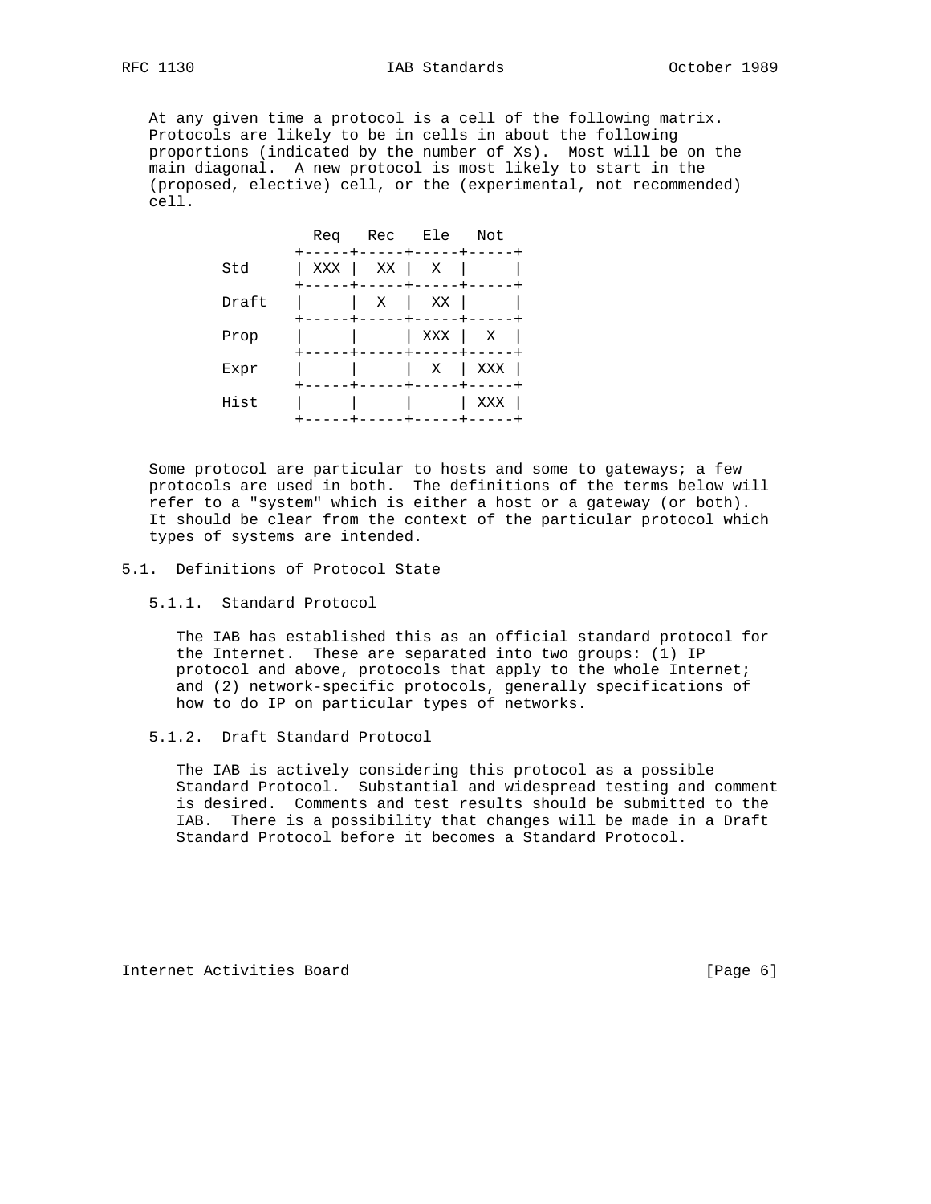At any given time a protocol is a cell of the following matrix. Protocols are likely to be in cells in about the following proportions (indicated by the number of Xs). Most will be on the main diagonal. A new protocol is most likely to start in the (proposed, elective) cell, or the (experimental, not recommended) cell.

| | Req | Rec | Ele | Not |
|---|---|---|---|---|
| Std | XXX | XX | X | |
| Draft | | X | XX | |
| Prop | | | XXX | X |
| Expr | | | X | XXX |
| Hist | | | | XXX |

Some protocol are particular to hosts and some to gateways; a few protocols are used in both. The definitions of the terms below will refer to a "system" which is either a host or a gateway (or both). It should be clear from the context of the particular protocol which types of systems are intended.

## 5.1. Definitions of Protocol State

### 5.1.1. Standard Protocol

The IAB has established this as an official standard protocol for the Internet. These are separated into two groups: (1) IP protocol and above, protocols that apply to the whole Internet; and (2) network-specific protocols, generally specifications of how to do IP on particular types of networks.

### 5.1.2. Draft Standard Protocol

The IAB is actively considering this protocol as a possible Standard Protocol. Substantial and widespread testing and comment is desired. Comments and test results should be submitted to the IAB. There is a possibility that changes will be made in a Draft Standard Protocol before it becomes a Standard Protocol.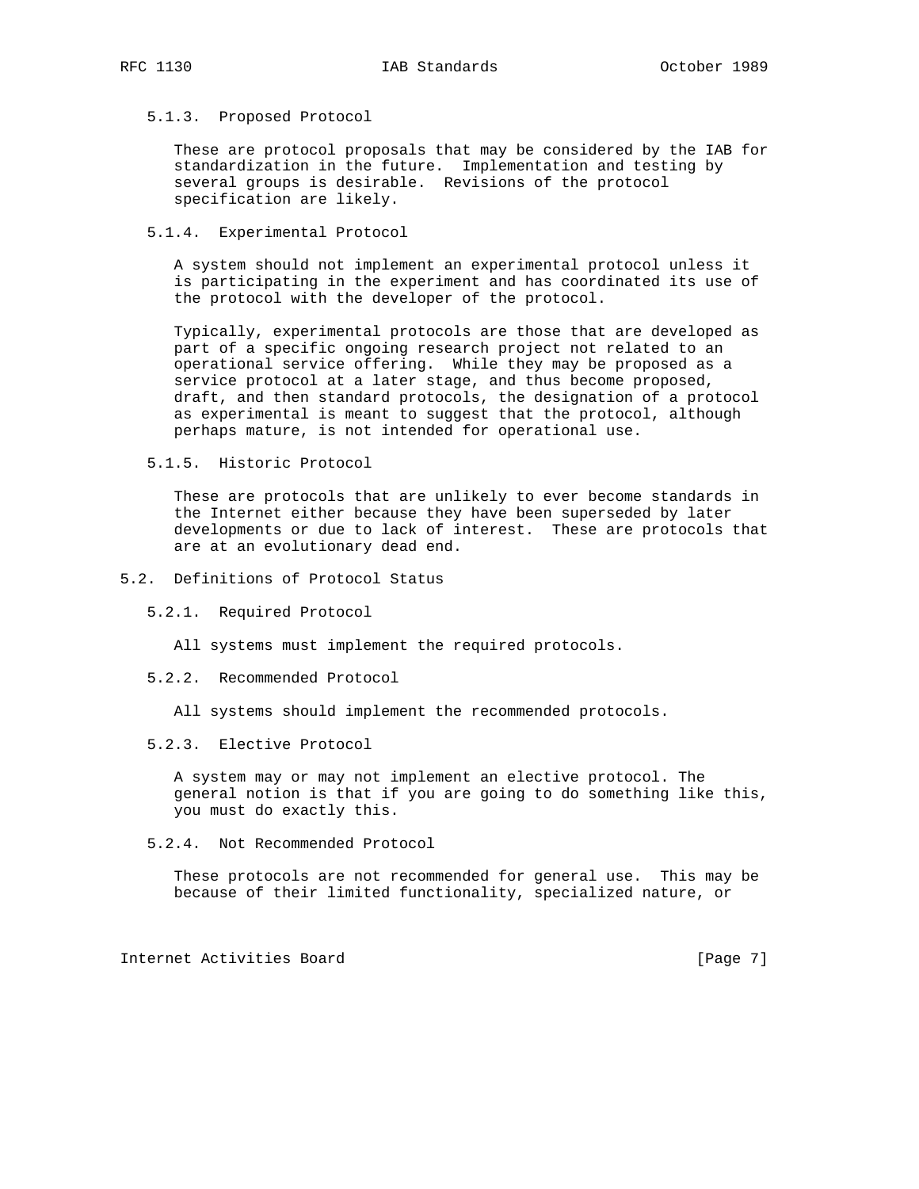### 5.1.3. Proposed Protocol

These are protocol proposals that may be considered by the IAB for standardization in the future. Implementation and testing by several groups is desirable. Revisions of the protocol specification are likely.

### 5.1.4. Experimental Protocol

A system should not implement an experimental protocol unless it is participating in the experiment and has coordinated its use of the protocol with the developer of the protocol.

Typically, experimental protocols are those that are developed as part of a specific ongoing research project not related to an operational service offering. While they may be proposed as a service protocol at a later stage, and thus become proposed, draft, and then standard protocols, the designation of a protocol as experimental is meant to suggest that the protocol, although perhaps mature, is not intended for operational use.

### 5.1.5. Historic Protocol

These are protocols that are unlikely to ever become standards in the Internet either because they have been superseded by later developments or due to lack of interest. These are protocols that are at an evolutionary dead end.

## 5.2. Definitions of Protocol Status

### 5.2.1. Required Protocol

All systems must implement the required protocols.

### 5.2.2. Recommended Protocol

All systems should implement the recommended protocols.

### 5.2.3. Elective Protocol

A system may or may not implement an elective protocol. The general notion is that if you are going to do something like this, you must do exactly this.

### 5.2.4. Not Recommended Protocol

These protocols are not recommended for general use. This may be because of their limited functionality, specialized nature, or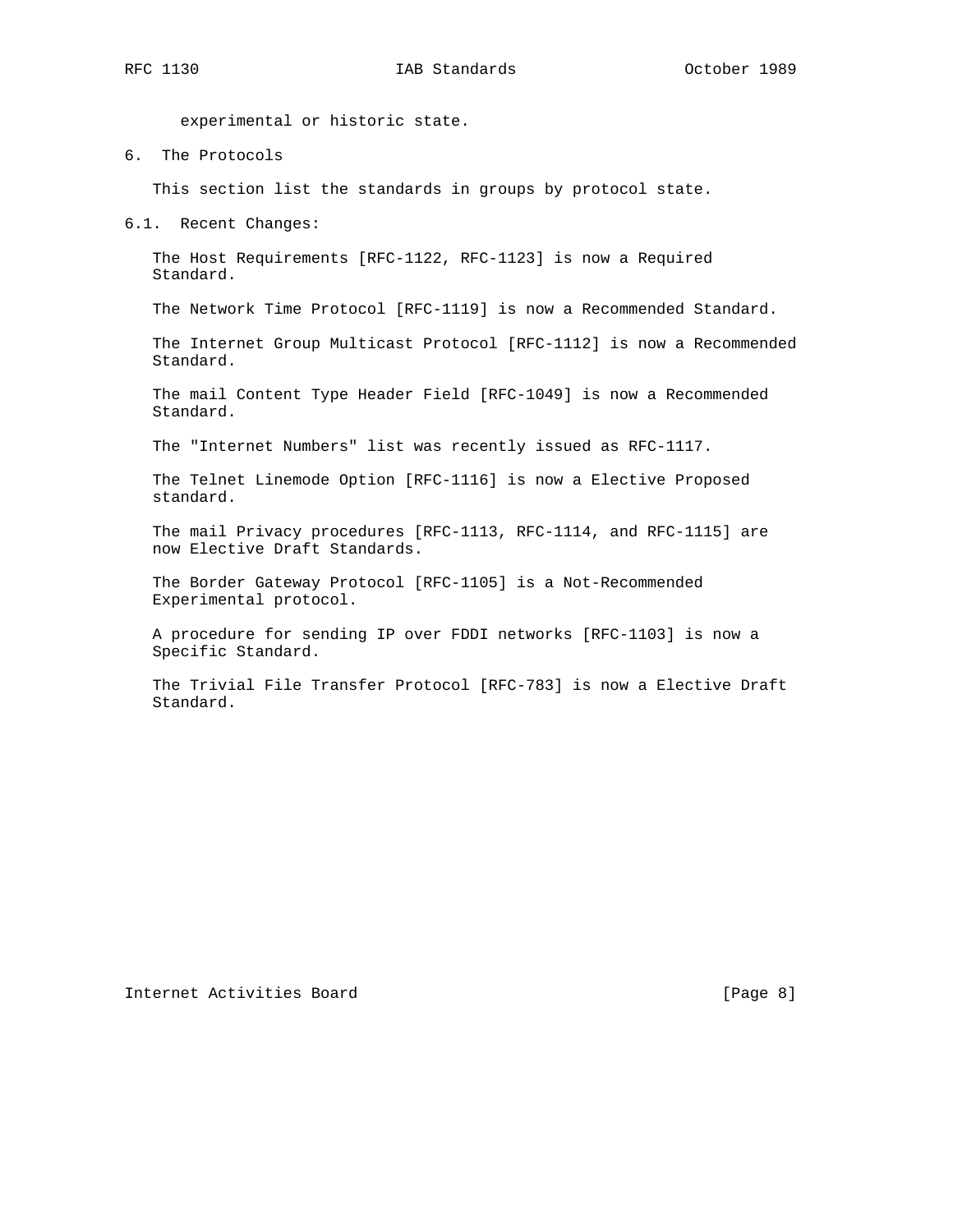experimental or historic state.

## 6. The Protocols

This section list the standards in groups by protocol state.

### 6.1. Recent Changes:

The Host Requirements [RFC-1122, RFC-1123] is now a Required Standard.

The Network Time Protocol [RFC-1119] is now a Recommended Standard.

The Internet Group Multicast Protocol [RFC-1112] is now a Recommended Standard.

The mail Content Type Header Field [RFC-1049] is now a Recommended Standard.

The "Internet Numbers" list was recently issued as RFC-1117.

The Telnet Linemode Option [RFC-1116] is now a Elective Proposed standard.

The mail Privacy procedures [RFC-1113, RFC-1114, and RFC-1115] are now Elective Draft Standards.

The Border Gateway Protocol [RFC-1105] is a Not-Recommended Experimental protocol.

A procedure for sending IP over FDDI networks [RFC-1103] is now a Specific Standard.

The Trivial File Transfer Protocol [RFC-783] is now a Elective Draft Standard.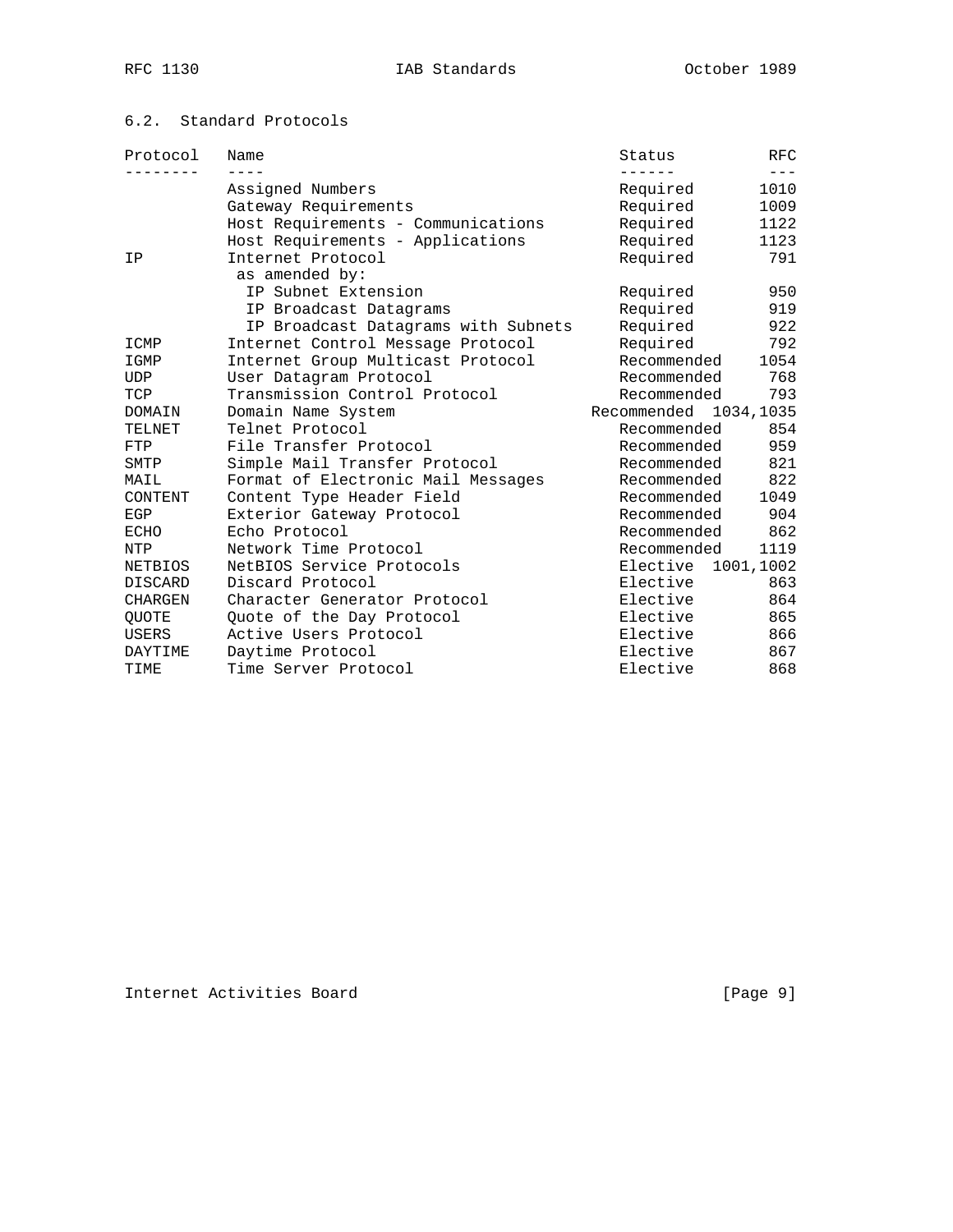## 6.2. Standard Protocols

| Protocol | Name | Status | RFC |
|---|---|---|---|
| | Assigned Numbers | Required | 1010 |
| | Gateway Requirements | Required | 1009 |
| | Host Requirements - Communications | Required | 1122 |
| | Host Requirements - Applications | Required | 1123 |
| IP | Internet Protocol | Required | 791 |
| | as amended by: | | |
| | IP Subnet Extension | Required | 950 |
| | IP Broadcast Datagrams | Required | 919 |
| | IP Broadcast Datagrams with Subnets | Required | 922 |
| ICMP | Internet Control Message Protocol | Required | 792 |
| IGMP | Internet Group Multicast Protocol | Recommended | 1054 |
| UDP | User Datagram Protocol | Recommended | 768 |
| TCP | Transmission Control Protocol | Recommended | 793 |
| DOMAIN | Domain Name System | Recommended | 1034,1035 |
| TELNET | Telnet Protocol | Recommended | 854 |
| FTP | File Transfer Protocol | Recommended | 959 |
| SMTP | Simple Mail Transfer Protocol | Recommended | 821 |
| MAIL | Format of Electronic Mail Messages | Recommended | 822 |
| CONTENT | Content Type Header Field | Recommended | 1049 |
| EGP | Exterior Gateway Protocol | Recommended | 904 |
| ECHO | Echo Protocol | Recommended | 862 |
| NTP | Network Time Protocol | Recommended | 1119 |
| NETBIOS | NetBIOS Service Protocols | Elective | 1001,1002 |
| DISCARD | Discard Protocol | Elective | 863 |
| CHARGEN | Character Generator Protocol | Elective | 864 |
| QUOTE | Quote of the Day Protocol | Elective | 865 |
| USERS | Active Users Protocol | Elective | 866 |
| DAYTIME | Daytime Protocol | Elective | 867 |
| TIME | Time Server Protocol | Elective | 868 |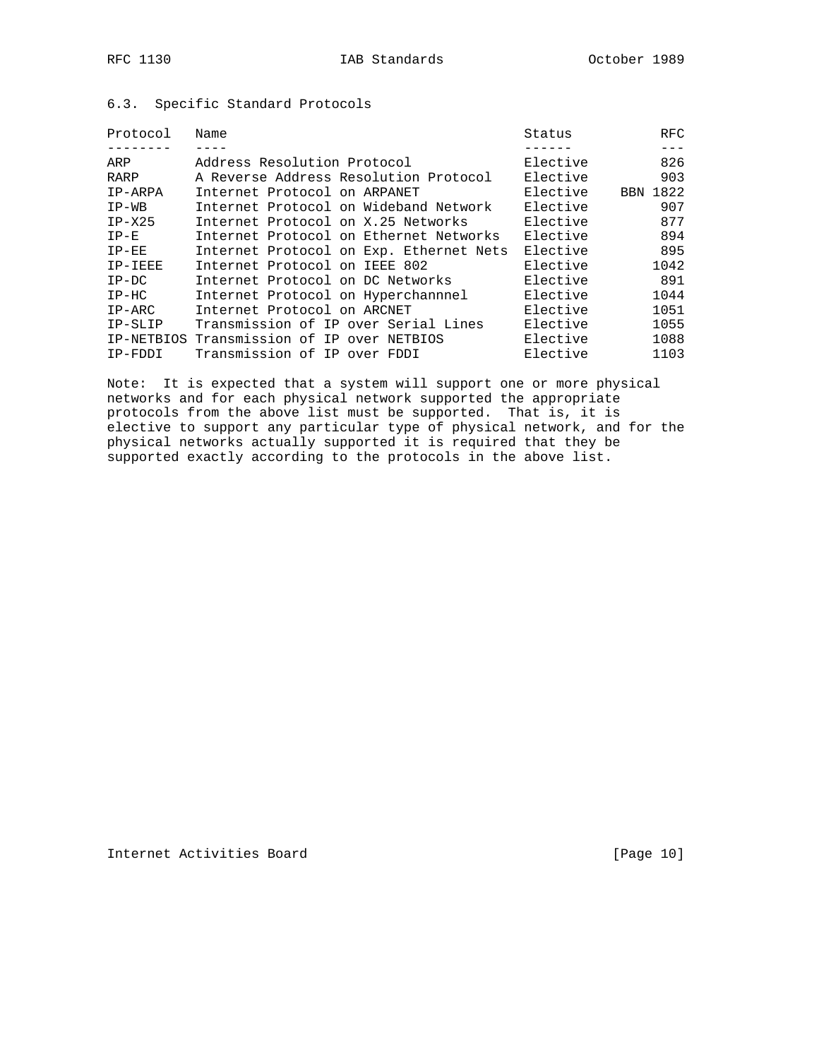### 6.3. Specific Standard Protocols

| Protocol | Name | Status | RFC |
|---|---|---|---|
| ARP | Address Resolution Protocol | Elective | 826 |
| RARP | A Reverse Address Resolution Protocol | Elective | 903 |
| IP-ARPA | Internet Protocol on ARPANET | Elective | BBN 1822 |
| IP-WB | Internet Protocol on Wideband Network | Elective | 907 |
| IP-X25 | Internet Protocol on X.25 Networks | Elective | 877 |
| IP-E | Internet Protocol on Ethernet Networks | Elective | 894 |
| IP-EE | Internet Protocol on Exp. Ethernet Nets | Elective | 895 |
| IP-IEEE | Internet Protocol on IEEE 802 | Elective | 1042 |
| IP-DC | Internet Protocol on DC Networks | Elective | 891 |
| IP-HC | Internet Protocol on Hyperchannnel | Elective | 1044 |
| IP-ARC | Internet Protocol on ARCNET | Elective | 1051 |
| IP-SLIP | Transmission of IP over Serial Lines | Elective | 1055 |
| IP-NETBIOS | Transmission of IP over NETBIOS | Elective | 1088 |
| IP-FDDI | Transmission of IP over FDDI | Elective | 1103 |

Note: It is expected that a system will support one or more physical networks and for each physical network supported the appropriate protocols from the above list must be supported. That is, it is elective to support any particular type of physical network, and for the physical networks actually supported it is required that they be supported exactly according to the protocols in the above list.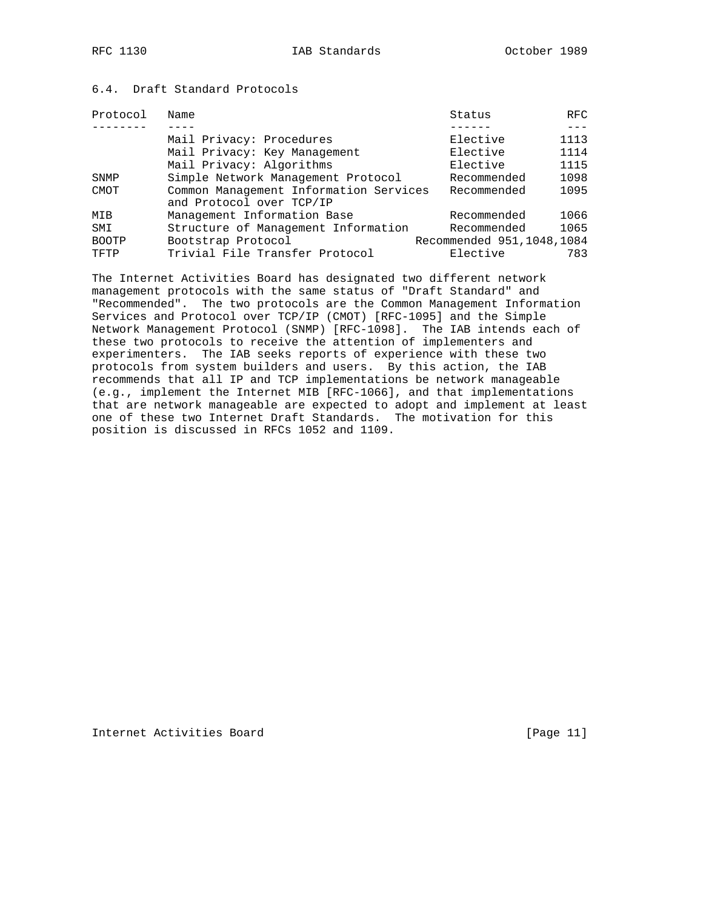## 6.4. Draft Standard Protocols

| Protocol | Name | Status | RFC |
|---|---|---|---|
| | Mail Privacy: Procedures | Elective | 1113 |
| | Mail Privacy: Key Management | Elective | 1114 |
| | Mail Privacy: Algorithms | Elective | 1115 |
| SNMP | Simple Network Management Protocol | Recommended | 1098 |
| CMOT | Common Management Information Services and Protocol over TCP/IP | Recommended | 1095 |
| MIB | Management Information Base | Recommended | 1066 |
| SMI | Structure of Management Information | Recommended | 1065 |
| BOOTP | Bootstrap Protocol | Recommended | 951,1048,1084 |
| TFTP | Trivial File Transfer Protocol | Elective | 783 |

The Internet Activities Board has designated two different network management protocols with the same status of "Draft Standard" and "Recommended". The two protocols are the Common Management Information Services and Protocol over TCP/IP (CMOT) [RFC-1095] and the Simple Network Management Protocol (SNMP) [RFC-1098]. The IAB intends each of these two protocols to receive the attention of implementers and experimenters. The IAB seeks reports of experience with these two protocols from system builders and users. By this action, the IAB recommends that all IP and TCP implementations be network manageable (e.g., implement the Internet MIB [RFC-1066], and that implementations that are network manageable are expected to adopt and implement at least one of these two Internet Draft Standards. The motivation for this position is discussed in RFCs 1052 and 1109.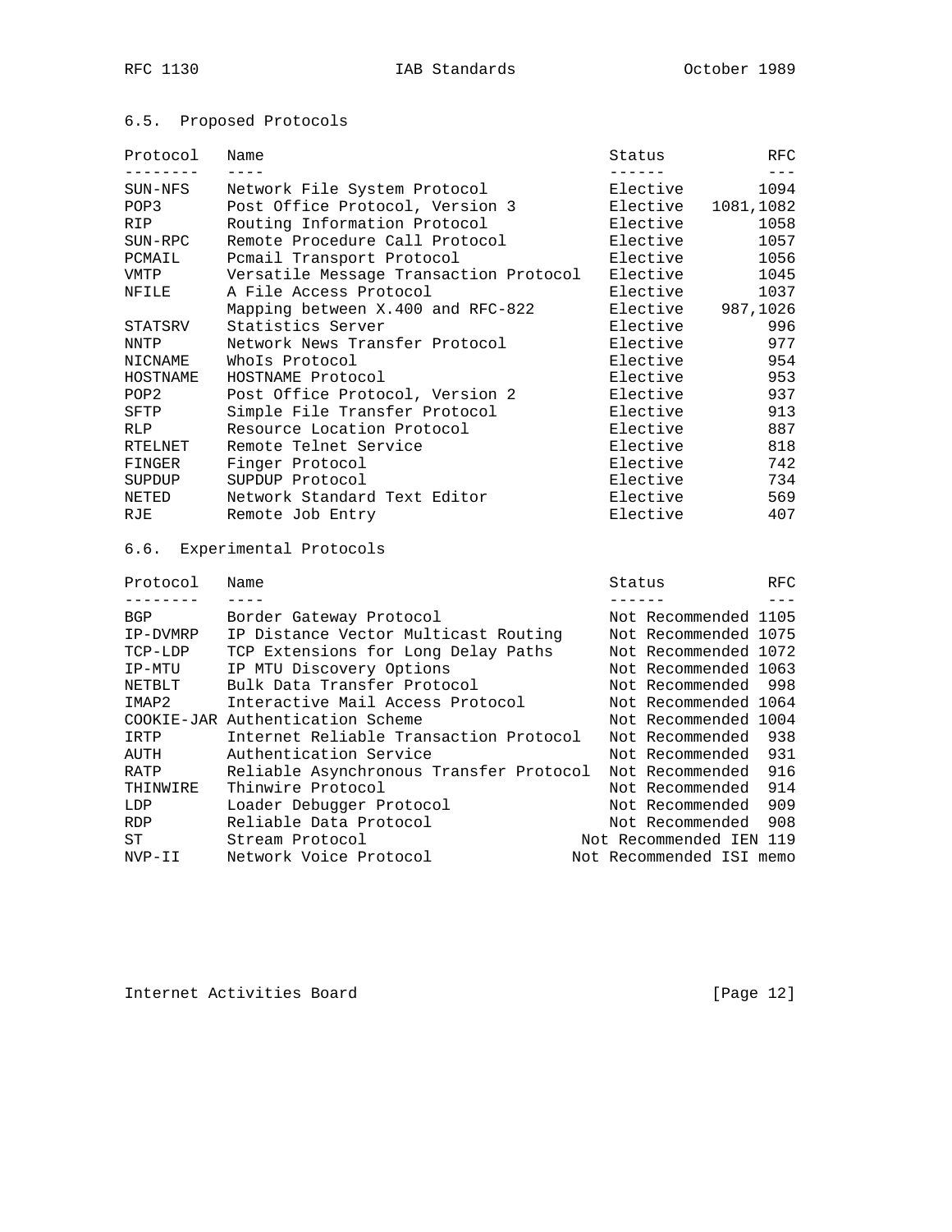### 6.5. Proposed Protocols

| Protocol | Name | Status | RFC |
|---|---|---|---|
| SUN-NFS | Network File System Protocol | Elective | 1094 |
| POP3 | Post Office Protocol, Version 3 | Elective | 1081,1082 |
| RIP | Routing Information Protocol | Elective | 1058 |
| SUN-RPC | Remote Procedure Call Protocol | Elective | 1057 |
| PCMAIL | Pcmail Transport Protocol | Elective | 1056 |
| VMTP | Versatile Message Transaction Protocol | Elective | 1045 |
| NFILE | A File Access Protocol | Elective | 1037 |
| | Mapping between X.400 and RFC-822 | Elective | 987,1026 |
| STATSRV | Statistics Server | Elective | 996 |
| NNTP | Network News Transfer Protocol | Elective | 977 |
| NICNAME | WhoIs Protocol | Elective | 954 |
| HOSTNAME | HOSTNAME Protocol | Elective | 953 |
| POP2 | Post Office Protocol, Version 2 | Elective | 937 |
| SFTP | Simple File Transfer Protocol | Elective | 913 |
| RLP | Resource Location Protocol | Elective | 887 |
| RTELNET | Remote Telnet Service | Elective | 818 |
| FINGER | Finger Protocol | Elective | 742 |
| SUPDUP | SUPDUP Protocol | Elective | 734 |
| NETED | Network Standard Text Editor | Elective | 569 |
| RJE | Remote Job Entry | Elective | 407 |

### 6.6. Experimental Protocols

| Protocol | Name | Status | RFC |
|---|---|---|---|
| BGP | Border Gateway Protocol | Not Recommended | 1105 |
| IP-DVMRP | IP Distance Vector Multicast Routing | Not Recommended | 1075 |
| TCP-LDP | TCP Extensions for Long Delay Paths | Not Recommended | 1072 |
| IP-MTU | IP MTU Discovery Options | Not Recommended | 1063 |
| NETBLT | Bulk Data Transfer Protocol | Not Recommended | 998 |
| IMAP2 | Interactive Mail Access Protocol | Not Recommended | 1064 |
| COOKIE-JAR | Authentication Scheme | Not Recommended | 1004 |
| IRTP | Internet Reliable Transaction Protocol | Not Recommended | 938 |
| AUTH | Authentication Service | Not Recommended | 931 |
| RATP | Reliable Asynchronous Transfer Protocol | Not Recommended | 916 |
| THINWIRE | Thinwire Protocol | Not Recommended | 914 |
| LDP | Loader Debugger Protocol | Not Recommended | 909 |
| RDP | Reliable Data Protocol | Not Recommended | 908 |
| ST | Stream Protocol | Not Recommended | IEN 119 |
| NVP-II | Network Voice Protocol | Not Recommended | ISI memo |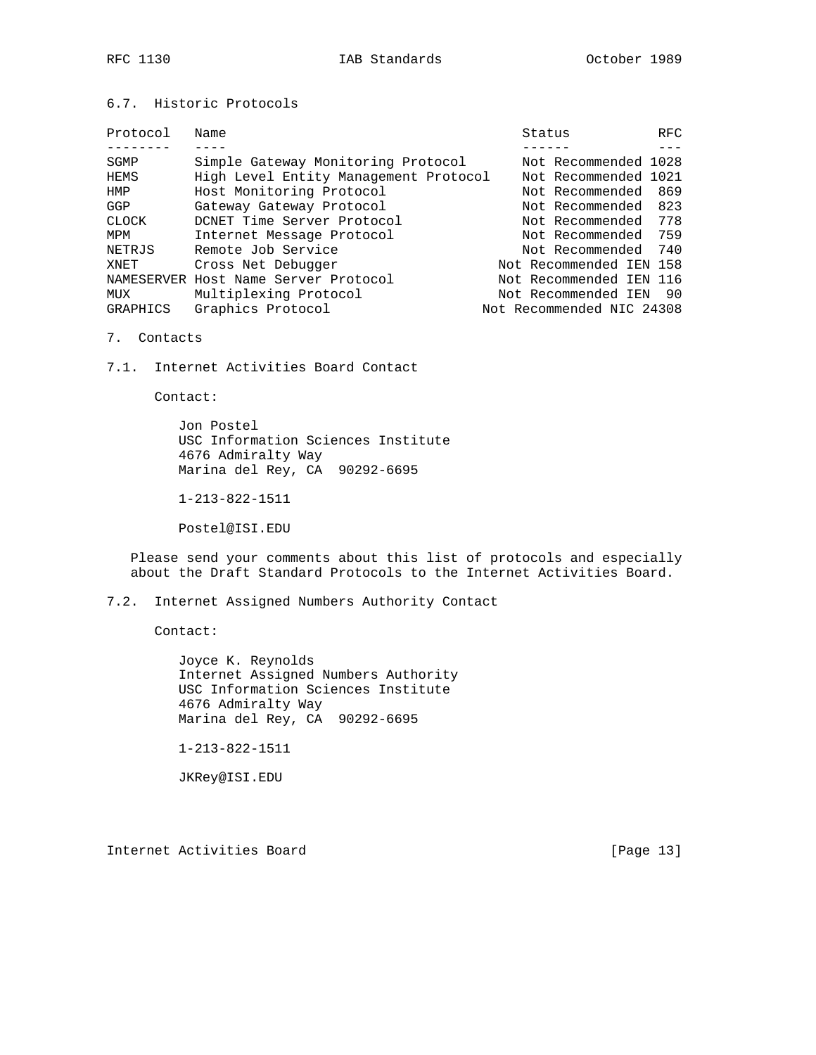### 6.7. Historic Protocols

| Protocol | Name | Status | RFC |
|---|---|---|---|
| SGMP | Simple Gateway Monitoring Protocol | Not Recommended | 1028 |
| HEMS | High Level Entity Management Protocol | Not Recommended | 1021 |
| HMP | Host Monitoring Protocol | Not Recommended | 869 |
| GGP | Gateway Gateway Protocol | Not Recommended | 823 |
| CLOCK | DCNET Time Server Protocol | Not Recommended | 778 |
| MPM | Internet Message Protocol | Not Recommended | 759 |
| NETRJS | Remote Job Service | Not Recommended | 740 |
| XNET | Cross Net Debugger | Not Recommended | IEN 158 |
| NAMESERVER | Host Name Server Protocol | Not Recommended | IEN 116 |
| MUX | Multiplexing Protocol | Not Recommended | IEN 90 |
| GRAPHICS | Graphics Protocol | Not Recommended | NIC 24308 |

## 7. Contacts

### 7.1. Internet Activities Board Contact

Contact:

Jon Postel
USC Information Sciences Institute
4676 Admiralty Way
Marina del Rey, CA 90292-6695

1-213-822-1511

Postel@ISI.EDU

Please send your comments about this list of protocols and especially about the Draft Standard Protocols to the Internet Activities Board.

### 7.2. Internet Assigned Numbers Authority Contact

Contact:

Joyce K. Reynolds
Internet Assigned Numbers Authority
USC Information Sciences Institute
4676 Admiralty Way
Marina del Rey, CA 90292-6695

1-213-822-1511

JKRey@ISI.EDU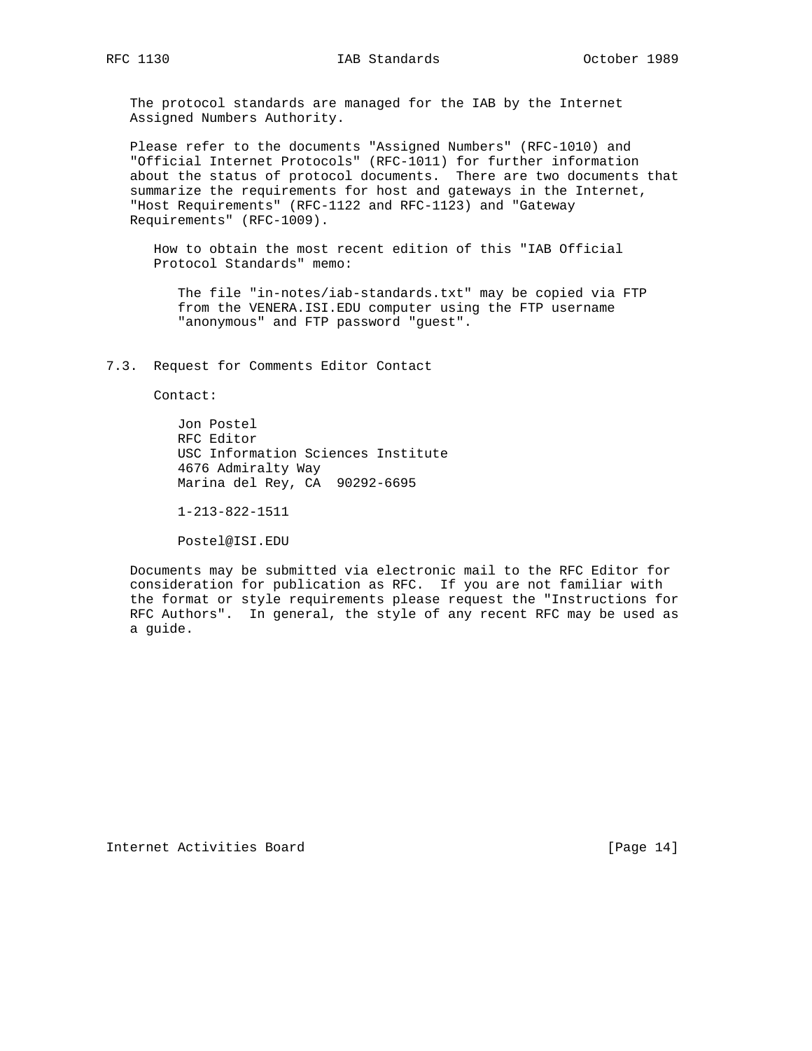The protocol standards are managed for the IAB by the Internet Assigned Numbers Authority.

Please refer to the documents "Assigned Numbers" (RFC-1010) and "Official Internet Protocols" (RFC-1011) for further information about the status of protocol documents. There are two documents that summarize the requirements for host and gateways in the Internet, "Host Requirements" (RFC-1122 and RFC-1123) and "Gateway Requirements" (RFC-1009).

> How to obtain the most recent edition of this "IAB Official Protocol Standards" memo:
>
> > The file "in-notes/iab-standards.txt" may be copied via FTP from the VENERA.ISI.EDU computer using the FTP username "anonymous" and FTP password "guest".

### 7.3. Request for Comments Editor Contact

Contact:

Jon Postel
RFC Editor
USC Information Sciences Institute
4676 Admiralty Way
Marina del Rey, CA  90292-6695

1-213-822-1511

Postel@ISI.EDU

Documents may be submitted via electronic mail to the RFC Editor for consideration for publication as RFC. If you are not familiar with the format or style requirements please request the "Instructions for RFC Authors". In general, the style of any recent RFC may be used as a guide.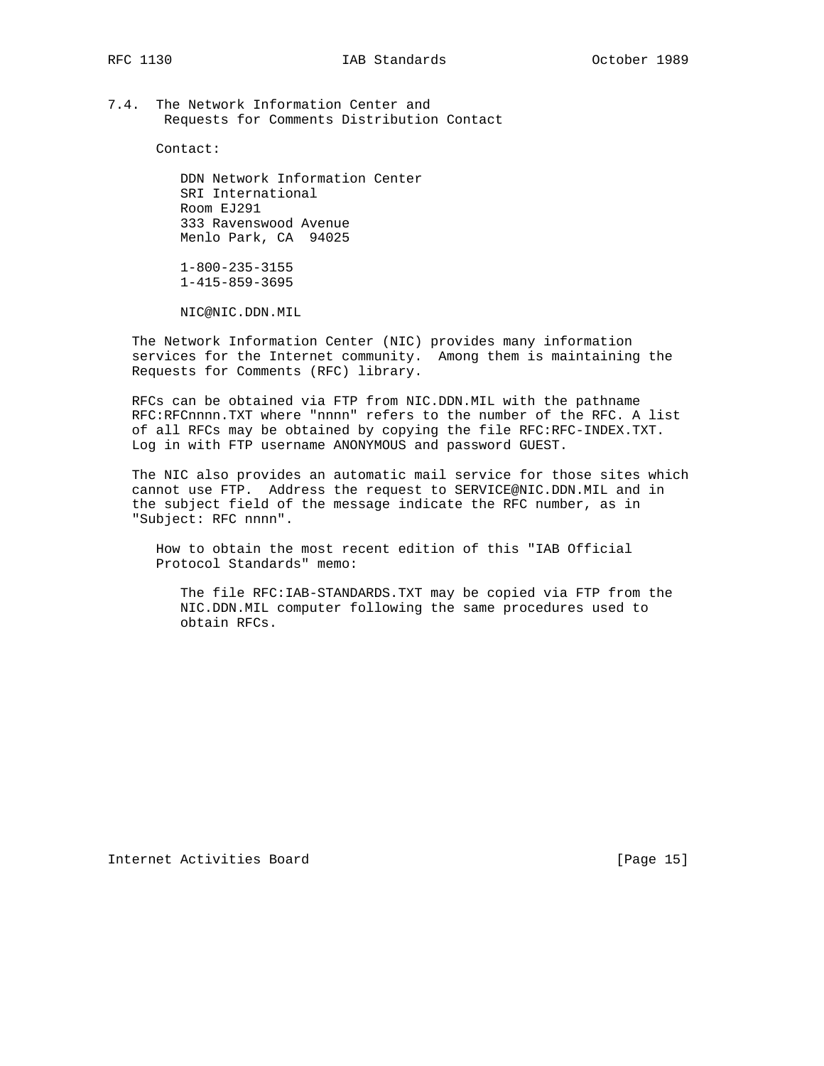### 7.4. The Network Information Center and Requests for Comments Distribution Contact

Contact:

DDN Network Information Center
SRI International
Room EJ291
333 Ravenswood Avenue
Menlo Park, CA  94025

1-800-235-3155
1-415-859-3695

NIC@NIC.DDN.MIL

The Network Information Center (NIC) provides many information services for the Internet community. Among them is maintaining the Requests for Comments (RFC) library.

RFCs can be obtained via FTP from NIC.DDN.MIL with the pathname RFC:RFCnnnn.TXT where "nnnn" refers to the number of the RFC. A list of all RFCs may be obtained by copying the file RFC:RFC-INDEX.TXT. Log in with FTP username ANONYMOUS and password GUEST.

The NIC also provides an automatic mail service for those sites which cannot use FTP. Address the request to SERVICE@NIC.DDN.MIL and in the subject field of the message indicate the RFC number, as in "Subject: RFC nnnn".

How to obtain the most recent edition of this "IAB Official Protocol Standards" memo:

The file RFC:IAB-STANDARDS.TXT may be copied via FTP from the NIC.DDN.MIL computer following the same procedures used to obtain RFCs.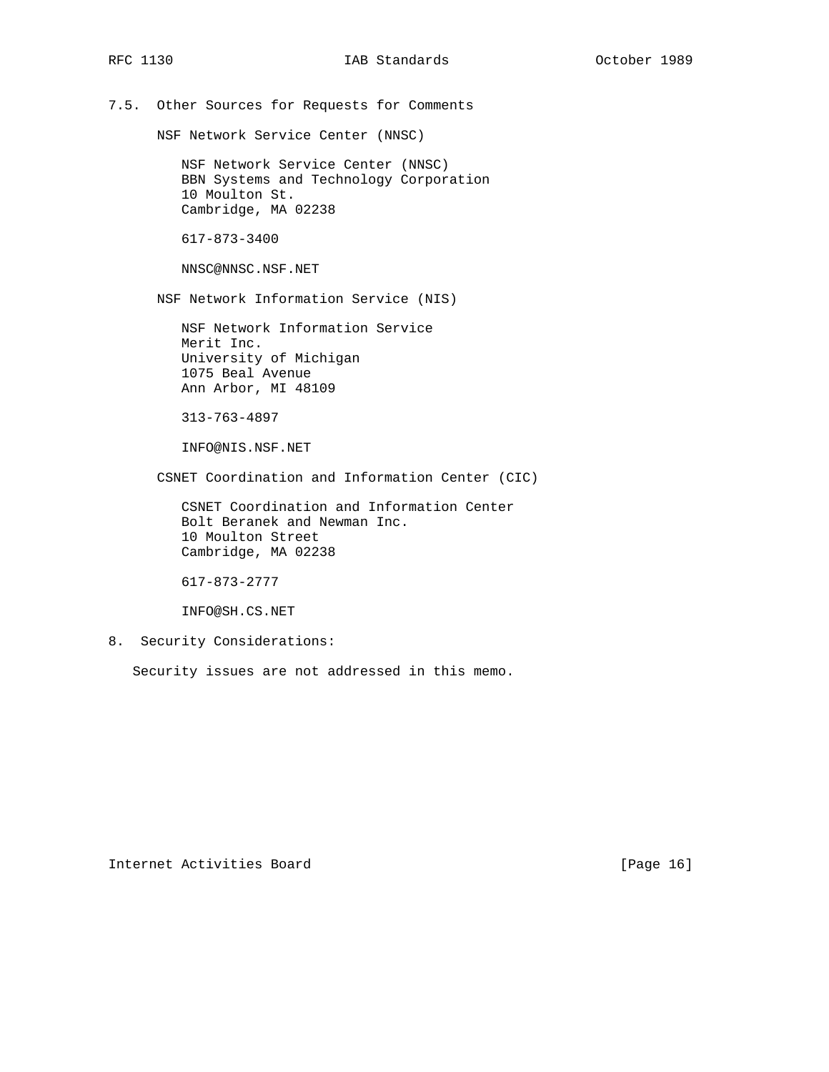### 7.5. Other Sources for Requests for Comments

NSF Network Service Center (NNSC)

NSF Network Service Center (NNSC)
BBN Systems and Technology Corporation
10 Moulton St.
Cambridge, MA 02238

617-873-3400

NNSC@NNSC.NSF.NET

NSF Network Information Service (NIS)

NSF Network Information Service
Merit Inc.
University of Michigan
1075 Beal Avenue
Ann Arbor, MI 48109

313-763-4897

INFO@NIS.NSF.NET

CSNET Coordination and Information Center (CIC)

CSNET Coordination and Information Center
Bolt Beranek and Newman Inc.
10 Moulton Street
Cambridge, MA 02238

617-873-2777

INFO@SH.CS.NET

## 8. Security Considerations:

Security issues are not addressed in this memo.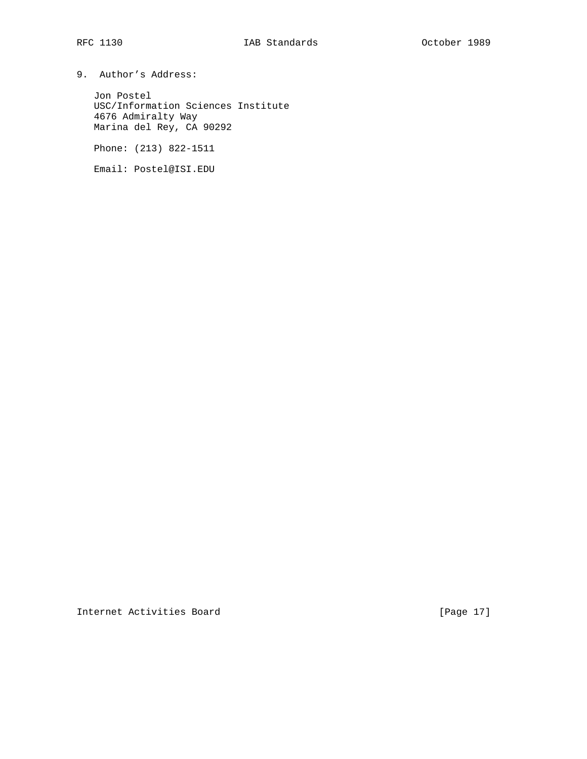## 9. Author's Address:

Jon Postel  
USC/Information Sciences Institute  
4676 Admiralty Way  
Marina del Rey, CA 90292

Phone: (213) 822-1511

Email: Postel@ISI.EDU